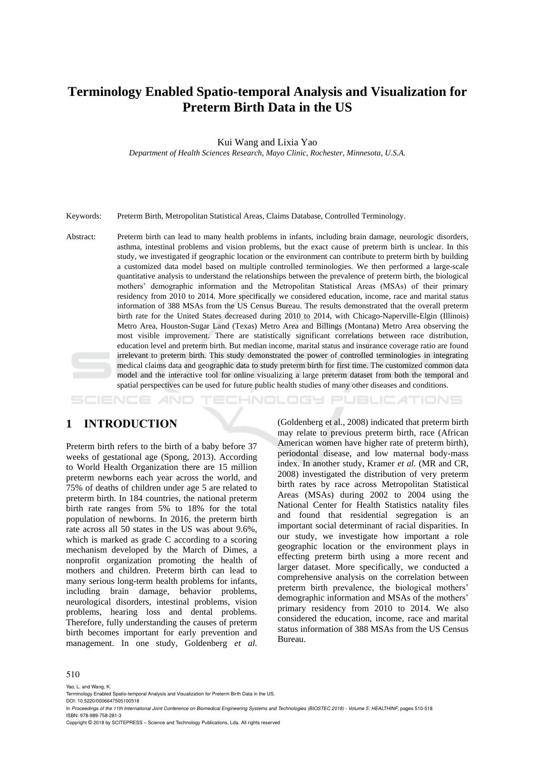# Terminology Enabled Spatio-temporal Analysis and Visualization for Preterm Birth Data in the US

Kui Wang and Lixia Yao

*Department of Health Sciences Research, Mayo Clinic, Rochester, Minnesota, U.S.A.*

Keywords: Preterm Birth, Metropolitan Statistical Areas, Claims Database, Controlled Terminology.

Abstract: Preterm birth can lead to many health problems in infants, including brain damage, neurologic disorders, asthma, intestinal problems and vision problems, but the exact cause of preterm birth is unclear. In this study, we investigated if geographic location or the environment can contribute to preterm birth by building a customized data model based on multiple controlled terminologies. We then performed a large-scale quantitative analysis to understand the relationships between the prevalence of preterm birth, the biological mothers' demographic information and the Metropolitan Statistical Areas (MSAs) of their primary residency from 2010 to 2014. More specifically we considered education, income, race and marital status information of 388 MSAs from the US Census Bureau. The results demonstrated that the overall preterm birth rate for the United States decreased during 2010 to 2014, with Chicago-Naperville-Elgin (Illinois) Metro Area, Houston-Sugar Land (Texas) Metro Area and Billings (Montana) Metro Area observing the most visible improvement. There are statistically significant correlations between race distribution, education level and preterm birth. But median income, marital status and insurance coverage ratio are found irrelevant to preterm birth. This study demonstrated the power of controlled terminologies in integrating medical claims data and geographic data to study preterm birth for first time. The customized common data model and the interactive tool for online visualizing a large preterm dataset from both the temporal and spatial perspectives can be used for future public health studies of many other diseases and conditions.

## 1 INTRODUCTION

Preterm birth refers to the birth of a baby before 37 weeks of gestational age (Spong, 2013). According to World Health Organization there are 15 million preterm newborns each year across the world, and 75% of deaths of children under age 5 are related to preterm birth. In 184 countries, the national preterm birth rate ranges from 5% to 18% for the total population of newborns. In 2016, the preterm birth rate across all 50 states in the US was about 9.6%, which is marked as grade C according to a scoring mechanism developed by the March of Dimes, a nonprofit organization promoting the health of mothers and children. Preterm birth can lead to many serious long-term health problems for infants, including brain damage, behavior problems, neurological disorders, intestinal problems, vision problems, hearing loss and dental problems. Therefore, fully understanding the causes of preterm birth becomes important for early prevention and management. In one study, Goldenberg *et al.* (Goldenberg et al., 2008) indicated that preterm birth may relate to previous preterm birth, race (African American women have higher rate of preterm birth), periodontal disease, and low maternal body-mass index. In another study, Kramer *et al.* (MR and CR, 2008) investigated the distribution of very preterm birth rates by race across Metropolitan Statistical Areas (MSAs) during 2002 to 2004 using the National Center for Health Statistics natality files and found that residential segregation is an important social determinant of racial disparities. In our study, we investigate how important a role geographic location or the environment plays in effecting preterm birth using a more recent and larger dataset. More specifically, we conducted a comprehensive analysis on the correlation between preterm birth prevalence, the biological mothers' demographic information and MSAs of the mothers' primary residency from 2010 to 2014. We also considered the education, income, race and marital status information of 388 MSAs from the US Census Bureau.

Yao, L. and Wang, K.
Terminology Enabled Spatio-temporal Analysis and Visualization for Preterm Birth Data in the US.
DOI: 10.5220/0006647505100518
In *Proceedings of the 11th International Joint Conference on Biomedical Engineering Systems and Technologies (BIOSTEC 2018) - Volume 5: HEALTHINF*, pages 510-518
ISBN: 978-989-758-281-3
Copyright © 2018 by SCITEPRESS – Science and Technology Publications, Lda. All rights reserved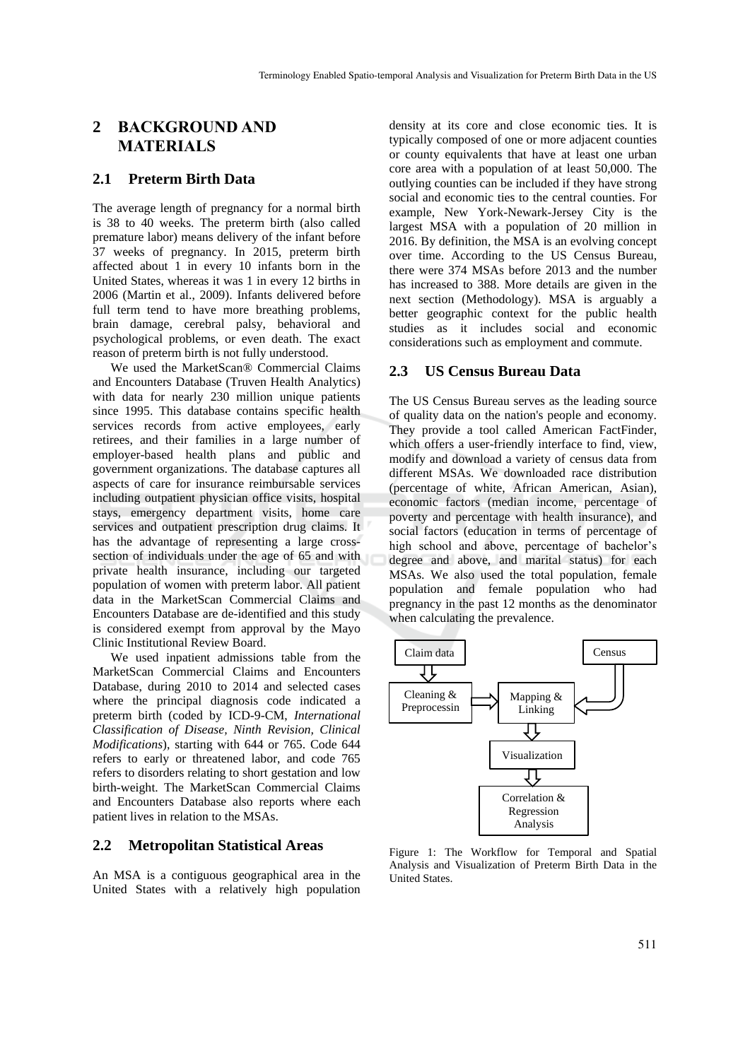## 2 BACKGROUND AND MATERIALS

### 2.1 Preterm Birth Data

The average length of pregnancy for a normal birth is 38 to 40 weeks. The preterm birth (also called premature labor) means delivery of the infant before 37 weeks of pregnancy. In 2015, preterm birth affected about 1 in every 10 infants born in the United States, whereas it was 1 in every 12 births in 2006 (Martin et al., 2009). Infants delivered before full term tend to have more breathing problems, brain damage, cerebral palsy, behavioral and psychological problems, or even death. The exact reason of preterm birth is not fully understood.

We used the MarketScan® Commercial Claims and Encounters Database (Truven Health Analytics) with data for nearly 230 million unique patients since 1995. This database contains specific health services records from active employees, early retirees, and their families in a large number of employer-based health plans and public and government organizations. The database captures all aspects of care for insurance reimbursable services including outpatient physician office visits, hospital stays, emergency department visits, home care services and outpatient prescription drug claims. It has the advantage of representing a large cross-section of individuals under the age of 65 and with private health insurance, including our targeted population of women with preterm labor. All patient data in the MarketScan Commercial Claims and Encounters Database are de-identified and this study is considered exempt from approval by the Mayo Clinic Institutional Review Board.

We used inpatient admissions table from the MarketScan Commercial Claims and Encounters Database, during 2010 to 2014 and selected cases where the principal diagnosis code indicated a preterm birth (coded by ICD-9-CM, *International Classification of Disease, Ninth Revision, Clinical Modifications*), starting with 644 or 765. Code 644 refers to early or threatened labor, and code 765 refers to disorders relating to short gestation and low birth-weight. The MarketScan Commercial Claims and Encounters Database also reports where each patient lives in relation to the MSAs.

### 2.2 Metropolitan Statistical Areas

An MSA is a contiguous geographical area in the United States with a relatively high population density at its core and close economic ties. It is typically composed of one or more adjacent counties or county equivalents that have at least one urban core area with a population of at least 50,000. The outlying counties can be included if they have strong social and economic ties to the central counties. For example, New York-Newark-Jersey City is the largest MSA with a population of 20 million in 2016. By definition, the MSA is an evolving concept over time. According to the US Census Bureau, there were 374 MSAs before 2013 and the number has increased to 388. More details are given in the next section (Methodology). MSA is arguably a better geographic context for the public health studies as it includes social and economic considerations such as employment and commute.

### 2.3 US Census Bureau Data

The US Census Bureau serves as the leading source of quality data on the nation's people and economy. They provide a tool called American FactFinder, which offers a user-friendly interface to find, view, modify and download a variety of census data from different MSAs. We downloaded race distribution (percentage of white, African American, Asian), economic factors (median income, percentage of poverty and percentage with health insurance), and social factors (education in terms of percentage of high school and above, percentage of bachelor's degree and above, and marital status) for each MSAs. We also used the total population, female population and female population who had pregnancy in the past 12 months as the denominator when calculating the prevalence.

Claim data → Cleaning & Preprocessin → Mapping & Linking ← Census
Mapping & Linking → Visualization → Correlation & Regression Analysis

Figure 1: The Workflow for Temporal and Spatial Analysis and Visualization of Preterm Birth Data in the United States.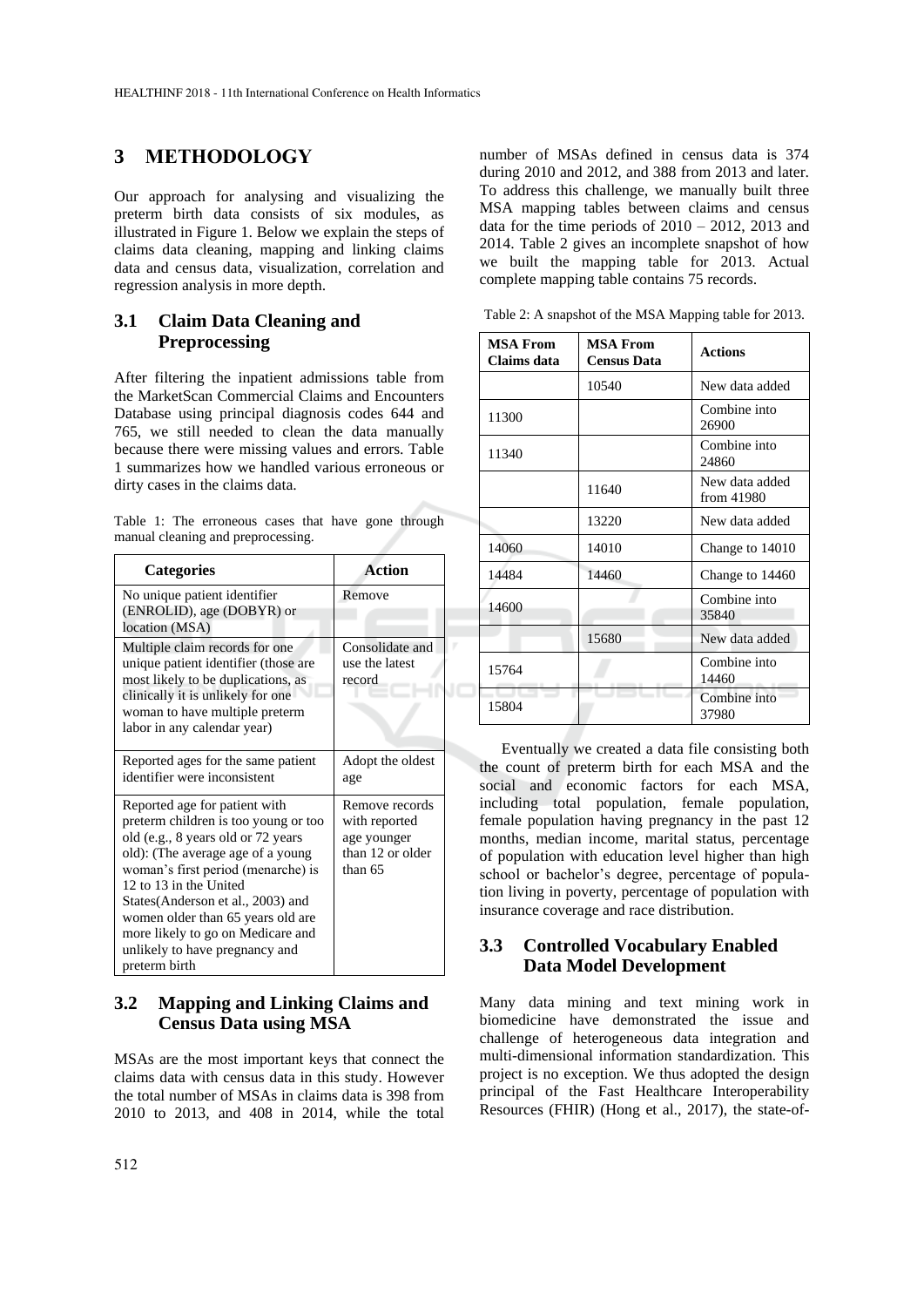# 3 METHODOLOGY

Our approach for analysing and visualizing the preterm birth data consists of six modules, as illustrated in Figure 1. Below we explain the steps of claims data cleaning, mapping and linking claims data and census data, visualization, correlation and regression analysis in more depth.

## 3.1 Claim Data Cleaning and Preprocessing

After filtering the inpatient admissions table from the MarketScan Commercial Claims and Encounters Database using principal diagnosis codes 644 and 765, we still needed to clean the data manually because there were missing values and errors. Table 1 summarizes how we handled various erroneous or dirty cases in the claims data.

Table 1: The erroneous cases that have gone through manual cleaning and preprocessing.

| Categories | Action |
|---|---|
| No unique patient identifier (ENROLID), age (DOBYR) or location (MSA) | Remove |
| Multiple claim records for one unique patient identifier (those are most likely to be duplications, as clinically it is unlikely for one woman to have multiple preterm labor in any calendar year) | Consolidate and use the latest record |
| Reported ages for the same patient identifier were inconsistent | Adopt the oldest age |
| Reported age for patient with preterm children is too young or too old (e.g., 8 years old or 72 years old): (The average age of a young woman's first period (menarche) is 12 to 13 in the United States(Anderson et al., 2003) and women older than 65 years old are more likely to go on Medicare and unlikely to have pregnancy and preterm birth | Remove records with reported age younger than 12 or older than 65 |

## 3.2 Mapping and Linking Claims and Census Data using MSA

MSAs are the most important keys that connect the claims data with census data in this study. However the total number of MSAs in claims data is 398 from 2010 to 2013, and 408 in 2014, while the total number of MSAs defined in census data is 374 during 2010 and 2012, and 388 from 2013 and later. To address this challenge, we manually built three MSA mapping tables between claims and census data for the time periods of 2010 – 2012, 2013 and 2014. Table 2 gives an incomplete snapshot of how we built the mapping table for 2013. Actual complete mapping table contains 75 records.

Table 2: A snapshot of the MSA Mapping table for 2013.

| MSA From Claims data | MSA From Census Data | Actions |
|---|---|---|
| | 10540 | New data added |
| 11300 | | Combine into 26900 |
| 11340 | | Combine into 24860 |
| | 11640 | New data added from 41980 |
| | 13220 | New data added |
| 14060 | 14010 | Change to 14010 |
| 14484 | 14460 | Change to 14460 |
| 14600 | | Combine into 35840 |
| | 15680 | New data added |
| 15764 | | Combine into 14460 |
| 15804 | | Combine into 37980 |

Eventually we created a data file consisting both the count of preterm birth for each MSA and the social and economic factors for each MSA, including total population, female population, female population having pregnancy in the past 12 months, median income, marital status, percentage of population with education level higher than high school or bachelor's degree, percentage of population living in poverty, percentage of population with insurance coverage and race distribution.

## 3.3 Controlled Vocabulary Enabled Data Model Development

Many data mining and text mining work in biomedicine have demonstrated the issue and challenge of heterogeneous data integration and multi-dimensional information standardization. This project is no exception. We thus adopted the design principal of the Fast Healthcare Interoperability Resources (FHIR) (Hong et al., 2017), the state-of-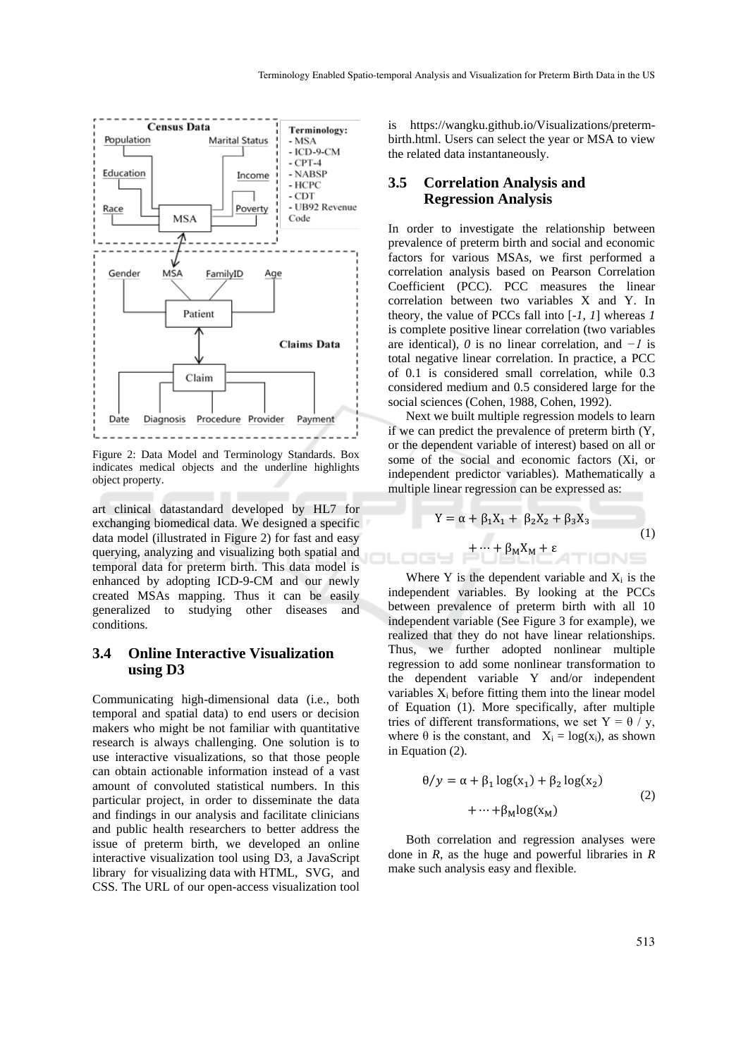Figure 2: Data Model and Terminology Standards. Box indicates medical objects and the underline highlights object property.

art clinical datastandard developed by HL7 for exchanging biomedical data. We designed a specific data model (illustrated in Figure 2) for fast and easy querying, analyzing and visualizing both spatial and temporal data for preterm birth. This data model is enhanced by adopting ICD-9-CM and our newly created MSAs mapping. Thus it can be easily generalized to studying other diseases and conditions.

### 3.4 Online Interactive Visualization using D3

Communicating high-dimensional data (i.e., both temporal and spatial data) to end users or decision makers who might be not familiar with quantitative research is always challenging. One solution is to use interactive visualizations, so that those people can obtain actionable information instead of a vast amount of convoluted statistical numbers. In this particular project, in order to disseminate the data and findings in our analysis and facilitate clinicians and public health researchers to better address the issue of preterm birth, we developed an online interactive visualization tool using D3, a JavaScript library for visualizing data with HTML, SVG, and CSS. The URL of our open-access visualization tool is https://wangku.github.io/Visualizations/preterm-birth.html. Users can select the year or MSA to view the related data instantaneously.

### 3.5 Correlation Analysis and Regression Analysis

In order to investigate the relationship between prevalence of preterm birth and social and economic factors for various MSAs, we first performed a correlation analysis based on Pearson Correlation Coefficient (PCC). PCC measures the linear correlation between two variables X and Y. In theory, the value of PCCs fall into [*-1, 1*] whereas *1* is complete positive linear correlation (two variables are identical), *0* is no linear correlation, and *−1* is total negative linear correlation. In practice, a PCC of 0.1 is considered small correlation, while 0.3 considered medium and 0.5 considered large for the social sciences (Cohen, 1988, Cohen, 1992).

Next we built multiple regression models to learn if we can predict the prevalence of preterm birth (Y, or the dependent variable of interest) based on all or some of the social and economic factors (Xi, or independent predictor variables). Mathematically a multiple linear regression can be expressed as:

$$Y = \alpha + \beta_1 X_1 + \beta_2 X_2 + \beta_3 X_3 + \cdots + \beta_M X_M + \varepsilon \tag{1}$$

Where Y is the dependent variable and $X_i$ is the independent variables. By looking at the PCCs between prevalence of preterm birth with all 10 independent variable (See Figure 3 for example), we realized that they do not have linear relationships. Thus, we further adopted nonlinear multiple regression to add some nonlinear transformation to the dependent variable Y and/or independent variables $X_i$ before fitting them into the linear model of Equation (1). More specifically, after multiple tries of different transformations, we set $Y = \theta / y$, where θ is the constant, and $X_i = \log(x_i)$, as shown in Equation (2).

$$\theta / y = \alpha + \beta_1 \log(x_1) + \beta_2 \log(x_2) + \cdots + \beta_M \log(x_M) \tag{2}$$

Both correlation and regression analyses were done in *R*, as the huge and powerful libraries in *R* make such analysis easy and flexible.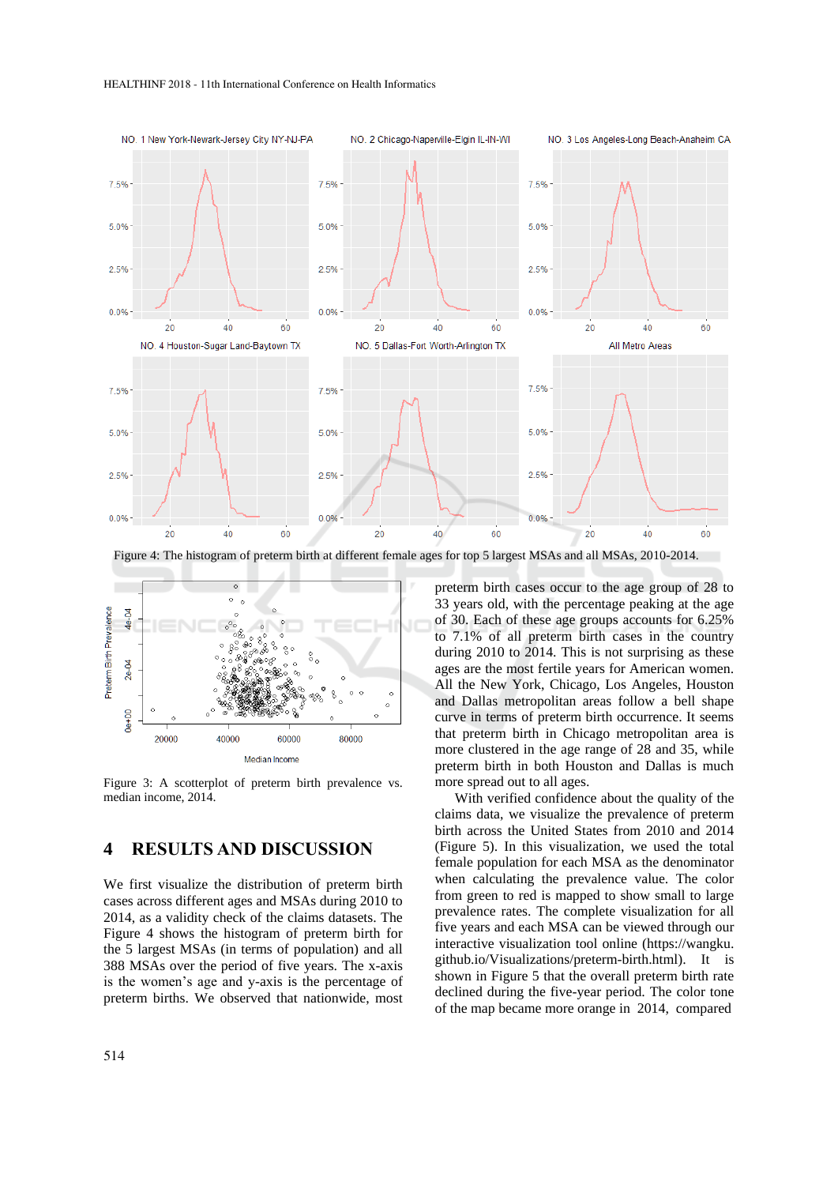Figure 4: The histogram of preterm birth at different female ages for top 5 largest MSAs and all MSAs, 2010-2014.

Figure 3: A scotterplot of preterm birth prevalence vs. median income, 2014.

## 4 RESULTS AND DISCUSSION

We first visualize the distribution of preterm birth cases across different ages and MSAs during 2010 to 2014, as a validity check of the claims datasets. The Figure 4 shows the histogram of preterm birth for the 5 largest MSAs (in terms of population) and all 388 MSAs over the period of five years. The x-axis is the women's age and y-axis is the percentage of preterm births. We observed that nationwide, most preterm birth cases occur to the age group of 28 to 33 years old, with the percentage peaking at the age of 30. Each of these age groups accounts for 6.25% to 7.1% of all preterm birth cases in the country during 2010 to 2014. This is not surprising as these ages are the most fertile years for American women. All the New York, Chicago, Los Angeles, Houston and Dallas metropolitan areas follow a bell shape curve in terms of preterm birth occurrence. It seems that preterm birth in Chicago metropolitan area is more clustered in the age range of 28 and 35, while preterm birth in both Houston and Dallas is much more spread out to all ages.

With verified confidence about the quality of the claims data, we visualize the prevalence of preterm birth across the United States from 2010 and 2014 (Figure 5). In this visualization, we used the total female population for each MSA as the denominator when calculating the prevalence value. The color from green to red is mapped to show small to large prevalence rates. The complete visualization for all five years and each MSA can be viewed through our interactive visualization tool online (https://wangku.github.io/Visualizations/preterm-birth.html). It is shown in Figure 5 that the overall preterm birth rate declined during the five-year period. The color tone of the map became more orange in 2014, compared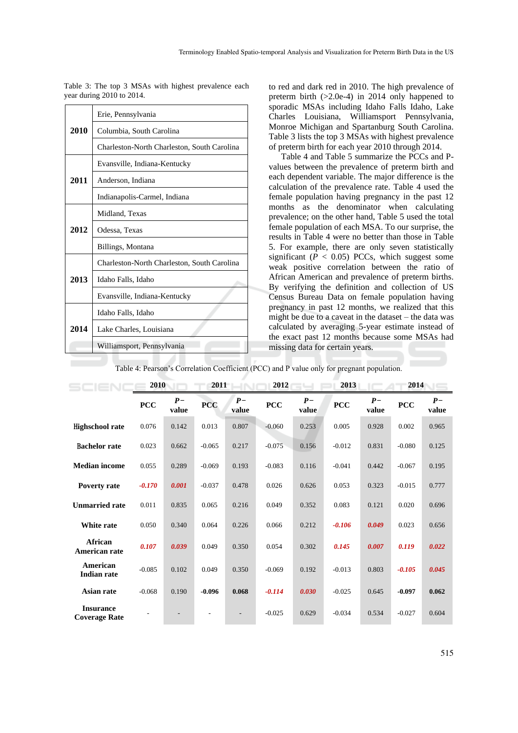Table 3: The top 3 MSAs with highest prevalence each year during 2010 to 2014.

| Year | MSA |
|---|---|
| **2010** | Erie, Pennsylvania |
| | Columbia, South Carolina |
| | Charleston-North Charleston, South Carolina |
| **2011** | Evansville, Indiana-Kentucky |
| | Anderson, Indiana |
| | Indianapolis-Carmel, Indiana |
| **2012** | Midland, Texas |
| | Odessa, Texas |
| | Billings, Montana |
| **2013** | Charleston-North Charleston, South Carolina |
| | Idaho Falls, Idaho |
| | Evansville, Indiana-Kentucky |
| **2014** | Idaho Falls, Idaho |
| | Lake Charles, Louisiana |
| | Williamsport, Pennsylvania |

to red and dark red in 2010. The high prevalence of preterm birth (>2.0e-4) in 2014 only happened to sporadic MSAs including Idaho Falls Idaho, Lake Charles Louisiana, Williamsport Pennsylvania, Monroe Michigan and Spartanburg South Carolina. Table 3 lists the top 3 MSAs with highest prevalence of preterm birth for each year 2010 through 2014.

Table 4 and Table 5 summarize the PCCs and P-values between the prevalence of preterm birth and each dependent variable. The major difference is the calculation of the prevalence rate. Table 4 used the female population having pregnancy in the past 12 months as the denominator when calculating prevalence; on the other hand, Table 5 used the total female population of each MSA. To our surprise, the results in Table 4 were no better than those in Table 5. For example, there are only seven statistically significant ($P < 0.05$) PCCs, which suggest some weak positive correlation between the ratio of African American and prevalence of preterm births. By verifying the definition and collection of US Census Bureau Data on female population having pregnancy in past 12 months, we realized that this might be due to a caveat in the dataset – the data was calculated by averaging 5-year estimate instead of the exact past 12 months because some MSAs had missing data for certain years.

Table 4: Pearson's Correlation Coefficient (PCC) and P value only for pregnant population.

| | 2010 | | 2011 | | 2012 | | 2013 | | 2014 | |
|---|---|---|---|---|---|---|---|---|---|---|
| | PCC | *P*−value | PCC | *P*−value | PCC | *P*−value | PCC | *P*−value | PCC | *P*−value |
| **Highschool rate** | 0.076 | 0.142 | 0.013 | 0.807 | -0.060 | 0.253 | 0.005 | 0.928 | 0.002 | 0.965 |
| **Bachelor rate** | 0.023 | 0.662 | -0.065 | 0.217 | -0.075 | 0.156 | -0.012 | 0.831 | -0.080 | 0.125 |
| **Median income** | 0.055 | 0.289 | -0.069 | 0.193 | -0.083 | 0.116 | -0.041 | 0.442 | -0.067 | 0.195 |
| **Poverty rate** | ***-0.170*** | ***0.001*** | -0.037 | 0.478 | 0.026 | 0.626 | 0.053 | 0.323 | -0.015 | 0.777 |
| **Unmarried rate** | 0.011 | 0.835 | 0.065 | 0.216 | 0.049 | 0.352 | 0.083 | 0.121 | 0.020 | 0.696 |
| **White rate** | 0.050 | 0.340 | 0.064 | 0.226 | 0.066 | 0.212 | ***-0.106*** | ***0.049*** | 0.023 | 0.656 |
| **African American rate** | ***0.107*** | ***0.039*** | 0.049 | 0.350 | 0.054 | 0.302 | ***0.145*** | ***0.007*** | ***0.119*** | ***0.022*** |
| **American Indian rate** | -0.085 | 0.102 | 0.049 | 0.350 | -0.069 | 0.192 | -0.013 | 0.803 | ***-0.105*** | ***0.045*** |
| **Asian rate** | -0.068 | 0.190 | **-0.096** | **0.068** | ***-0.114*** | ***0.030*** | -0.025 | 0.645 | **-0.097** | **0.062** |
| **Insurance Coverage Rate** | - | - | - | - | -0.025 | 0.629 | -0.034 | 0.534 | -0.027 | 0.604 |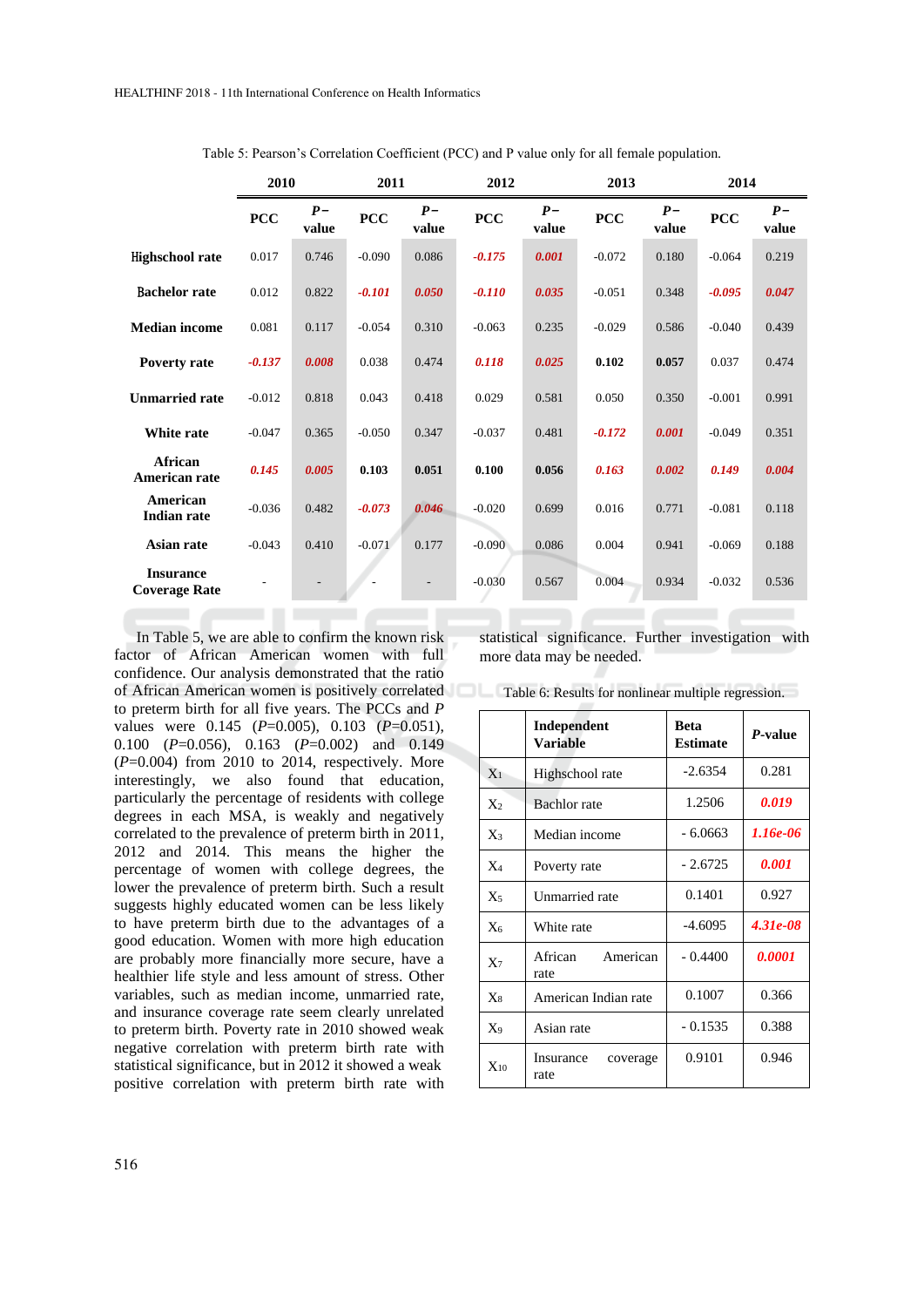Table 5: Pearson's Correlation Coefficient (PCC) and P value only for all female population.

| | 2010 | | 2011 | | 2012 | | 2013 | | 2014 | |
|---|---|---|---|---|---|---|---|---|---|---|
| | **PCC** | ***P*– value** | **PCC** | ***P*– value** | **PCC** | ***P*– value** | **PCC** | ***P*– value** | **PCC** | ***P*– value** |
| **Highschool rate** | 0.017 | 0.746 | -0.090 | 0.086 | ***-0.175*** | ***0.001*** | -0.072 | 0.180 | -0.064 | 0.219 |
| **Bachelor rate** | 0.012 | 0.822 | ***-0.101*** | ***0.050*** | ***-0.110*** | ***0.035*** | -0.051 | 0.348 | ***-0.095*** | ***0.047*** |
| **Median income** | 0.081 | 0.117 | -0.054 | 0.310 | -0.063 | 0.235 | -0.029 | 0.586 | -0.040 | 0.439 |
| **Poverty rate** | ***-0.137*** | ***0.008*** | 0.038 | 0.474 | ***0.118*** | ***0.025*** | **0.102** | **0.057** | 0.037 | 0.474 |
| **Unmarried rate** | -0.012 | 0.818 | 0.043 | 0.418 | 0.029 | 0.581 | 0.050 | 0.350 | -0.001 | 0.991 |
| **White rate** | -0.047 | 0.365 | -0.050 | 0.347 | -0.037 | 0.481 | ***-0.172*** | ***0.001*** | -0.049 | 0.351 |
| **African American rate** | ***0.145*** | ***0.005*** | **0.103** | **0.051** | **0.100** | **0.056** | ***0.163*** | ***0.002*** | ***0.149*** | ***0.004*** |
| **American Indian rate** | -0.036 | 0.482 | ***-0.073*** | ***0.046*** | -0.020 | 0.699 | 0.016 | 0.771 | -0.081 | 0.118 |
| **Asian rate** | -0.043 | 0.410 | -0.071 | 0.177 | -0.090 | 0.086 | 0.004 | 0.941 | -0.069 | 0.188 |
| **Insurance Coverage Rate** | - | - | - | - | -0.030 | 0.567 | 0.004 | 0.934 | -0.032 | 0.536 |

In Table 5, we are able to confirm the known risk factor of African American women with full confidence. Our analysis demonstrated that the ratio of African American women is positively correlated to preterm birth for all five years. The PCCs and *P* values were 0.145 (*P*=0.005), 0.103 (*P*=0.051), 0.100 (*P*=0.056), 0.163 (*P*=0.002) and 0.149 (*P*=0.004) from 2010 to 2014, respectively. More interestingly, we also found that education, particularly the percentage of residents with college degrees in each MSA, is weakly and negatively correlated to the prevalence of preterm birth in 2011, 2012 and 2014. This means the higher the percentage of women with college degrees, the lower the prevalence of preterm birth. Such a result suggests highly educated women can be less likely to have preterm birth due to the advantages of a good education. Women with more high education are probably more financially secure, have a healthier life style and less amount of stress. Other variables, such as median income, unmarried rate, and insurance coverage rate seem clearly unrelated to preterm birth. Poverty rate in 2010 showed weak negative correlation with preterm birth rate with statistical significance, but in 2012 it showed a weak positive correlation with preterm birth rate with statistical significance. Further investigation with more data may be needed.

Table 6: Results for nonlinear multiple regression.

| | **Independent Variable** | **Beta Estimate** | ***P*-value** |
|---|---|---|---|
| $X_1$ | Highschool rate | -2.6354 | 0.281 |
| $X_2$ | Bachlor rate | 1.2506 | ***0.019*** |
| $X_3$ | Median income | - 6.0663 | ***1.16e-06*** |
| $X_4$ | Poverty rate | - 2.6725 | ***0.001*** |
| $X_5$ | Unmarried rate | 0.1401 | 0.927 |
| $X_6$ | White rate | -4.6095 | ***4.31e-08*** |
| $X_7$ | African American rate | - 0.4400 | ***0.0001*** |
| $X_8$ | American Indian rate | 0.1007 | 0.366 |
| $X_9$ | Asian rate | - 0.1535 | 0.388 |
| $X_{10}$ | Insurance coverage rate | 0.9101 | 0.946 |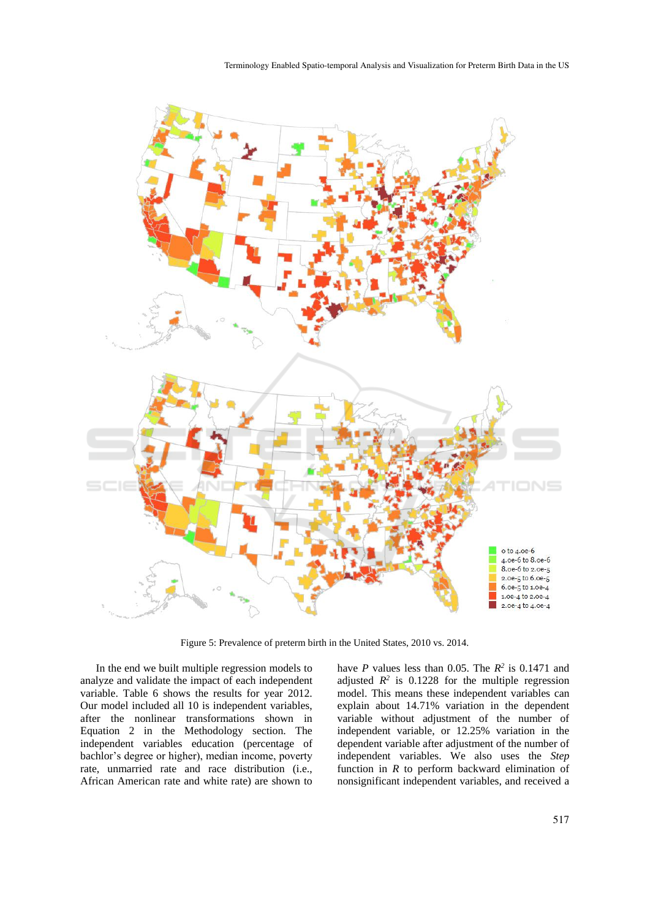Figure 5: Prevalence of preterm birth in the United States, 2010 vs. 2014.

In the end we built multiple regression models to analyze and validate the impact of each independent variable. Table 6 shows the results for year 2012. Our model included all 10 is independent variables, after the nonlinear transformations shown in Equation 2 in the Methodology section. The independent variables education (percentage of bachlor's degree or higher), median income, poverty rate, unmarried rate and race distribution (i.e., African American rate and white rate) are shown to have $P$ values less than 0.05. The $R^2$ is 0.1471 and adjusted $R^2$ is 0.1228 for the multiple regression model. This means these independent variables can explain about 14.71% variation in the dependent variable without adjustment of the number of independent variable, or 12.25% variation in the dependent variable after adjustment of the number of independent variables. We also uses the *Step* function in *R* to perform backward elimination of nonsignificant independent variables, and received a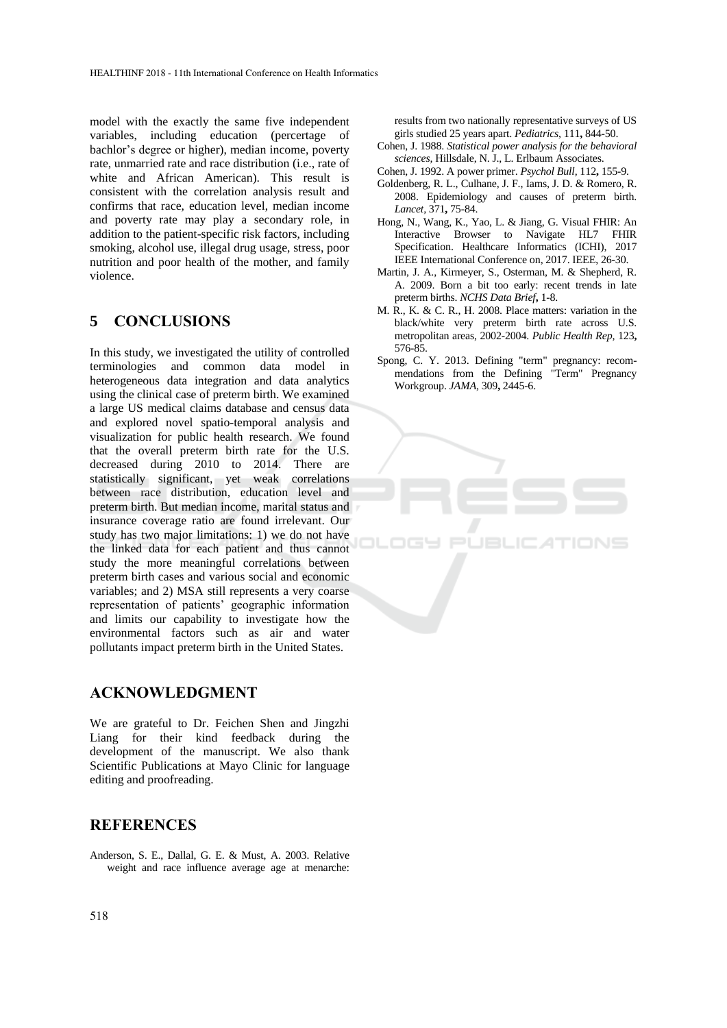model with the exactly the same five independent variables, including education (percertage of bachlor's degree or higher), median income, poverty rate, unmarried rate and race distribution (i.e., rate of white and African American). This result is consistent with the correlation analysis result and confirms that race, education level, median income and poverty rate may play a secondary role, in addition to the patient-specific risk factors, including smoking, alcohol use, illegal drug usage, stress, poor nutrition and poor health of the mother, and family violence.

## 5 CONCLUSIONS

In this study, we investigated the utility of controlled terminologies and common data model in heterogeneous data integration and data analytics using the clinical case of preterm birth. We examined a large US medical claims database and census data and explored novel spatio-temporal analysis and visualization for public health research. We found that the overall preterm birth rate for the U.S. decreased during 2010 to 2014. There are statistically significant, yet weak correlations between race distribution, education level and preterm birth. But median income, marital status and insurance coverage ratio are found irrelevant. Our study has two major limitations: 1) we do not have the linked data for each patient and thus cannot study the more meaningful correlations between preterm birth cases and various social and economic variables; and 2) MSA still represents a very coarse representation of patients' geographic information and limits our capability to investigate how the environmental factors such as air and water pollutants impact preterm birth in the United States.

## ACKNOWLEDGMENT

We are grateful to Dr. Feichen Shen and Jingzhi Liang for their kind feedback during the development of the manuscript. We also thank Scientific Publications at Mayo Clinic for language editing and proofreading.

## REFERENCES

Anderson, S. E., Dallal, G. E. & Must, A. 2003. Relative weight and race influence average age at menarche: results from two nationally representative surveys of US girls studied 25 years apart. *Pediatrics*, 111**,** 844-50.

Cohen, J. 1988. *Statistical power analysis for the behavioral sciences*, Hillsdale, N. J., L. Erlbaum Associates.

Cohen, J. 1992. A power primer. *Psychol Bull,* 112**,** 155-9.

Goldenberg, R. L., Culhane, J. F., Iams, J. D. & Romero, R. 2008. Epidemiology and causes of preterm birth. *Lancet,* 371**,** 75-84.

Hong, N., Wang, K., Yao, L. & Jiang, G. Visual FHIR: An Interactive Browser to Navigate HL7 FHIR Specification. Healthcare Informatics (ICHI), 2017 IEEE International Conference on, 2017. IEEE, 26-30.

Martin, J. A., Kirmeyer, S., Osterman, M. & Shepherd, R. A. 2009. Born a bit too early: recent trends in late preterm births. *NCHS Data Brief***,** 1-8.

M. R., K. & C. R., H. 2008. Place matters: variation in the black/white very preterm birth rate across U.S. metropolitan areas, 2002-2004. *Public Health Rep,* 123**,** 576-85.

Spong, C. Y. 2013. Defining "term" pregnancy: recommendations from the Defining "Term" Pregnancy Workgroup. *JAMA,* 309**,** 2445-6.